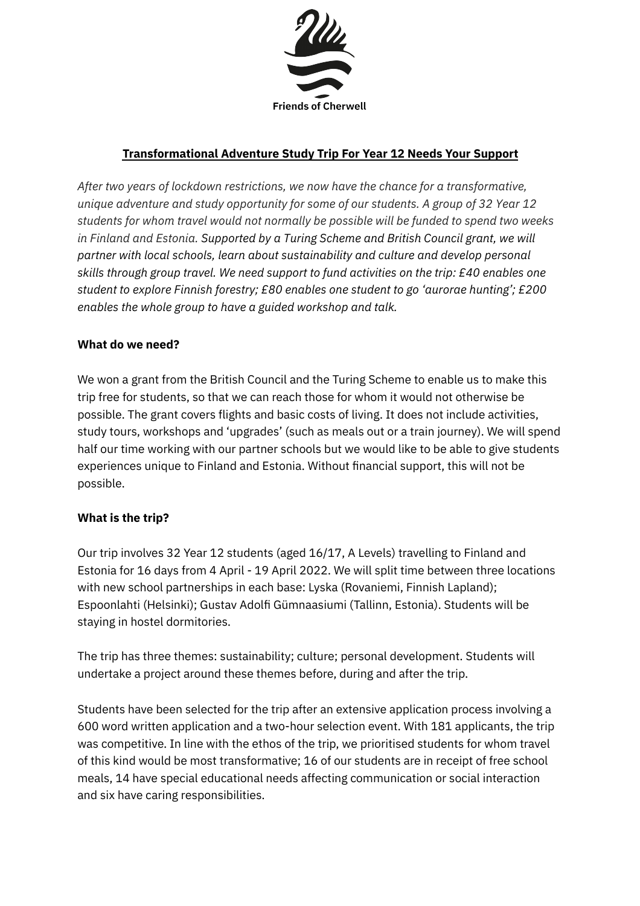Friends of Cherwell

# Transformational Adventure Study Trip For Year 12 Needs Your Support

*After two years of lockdown restrictions, we now have the chance for a transformative, unique adventure and study opportunity for some of our students. A group of 32 Year 12 students for whom travel would not normally be possible will be funded to spend two weeks in Finland and Estonia. Supported by a Turing Scheme and British Council grant, we will partner with local schools, learn about sustainability and culture and develop personal skills through group travel. We need support to fund activities on the trip: £40 enables one student to explore Finnish forestry; £80 enables one student to go 'aurorae hunting'; £200 enables the whole group to have a guided workshop and talk.*

## What do we need?

We won a grant from the British Council and the Turing Scheme to enable us to make this trip free for students, so that we can reach those for whom it would not otherwise be possible. The grant covers flights and basic costs of living. It does not include activities, study tours, workshops and 'upgrades' (such as meals out or a train journey). We will spend half our time working with our partner schools but we would like to be able to give students experiences unique to Finland and Estonia. Without financial support, this will not be possible.

## What is the trip?

Our trip involves 32 Year 12 students (aged 16/17, A Levels) travelling to Finland and Estonia for 16 days from 4 April - 19 April 2022. We will split time between three locations with new school partnerships in each base: Lyska (Rovaniemi, Finnish Lapland); Espoonlahti (Helsinki); Gustav Adolfi Gümnaasiumi (Tallinn, Estonia). Students will be staying in hostel dormitories.

The trip has three themes: sustainability; culture; personal development. Students will undertake a project around these themes before, during and after the trip.

Students have been selected for the trip after an extensive application process involving a 600 word written application and a two-hour selection event. With 181 applicants, the trip was competitive. In line with the ethos of the trip, we prioritised students for whom travel of this kind would be most transformative; 16 of our students are in receipt of free school meals, 14 have special educational needs affecting communication or social interaction and six have caring responsibilities.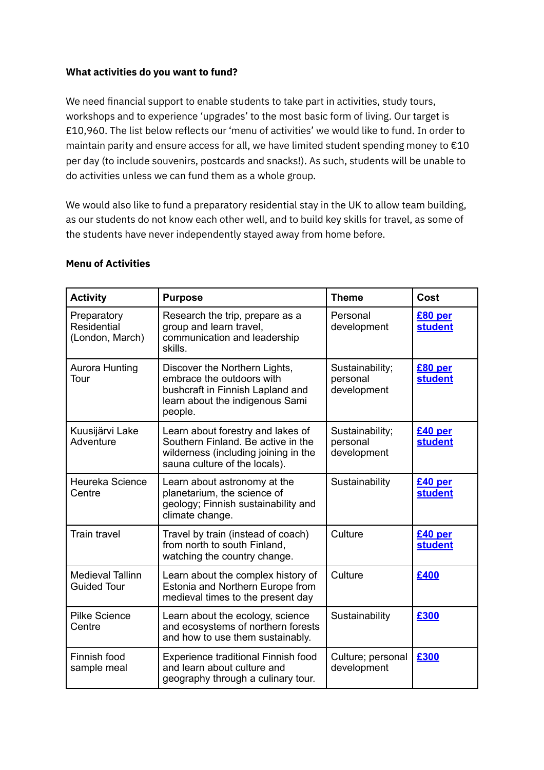**What activities do you want to fund?**

We need financial support to enable students to take part in activities, study tours, workshops and to experience 'upgrades' to the most basic form of living. Our target is £10,960. The list below reflects our 'menu of activities' we would like to fund. In order to maintain parity and ensure access for all, we have limited student spending money to €10 per day (to include souvenirs, postcards and snacks!). As such, students will be unable to do activities unless we can fund them as a whole group.

We would also like to fund a preparatory residential stay in the UK to allow team building, as our students do not know each other well, and to build key skills for travel, as some of the students have never independently stayed away from home before.

**Menu of Activities**

| Activity | Purpose | Theme | Cost |
|---|---|---|---|
| Preparatory Residential (London, March) | Research the trip, prepare as a group and learn travel, communication and leadership skills. | Personal development | **£80 per student** |
| Aurora Hunting Tour | Discover the Northern Lights, embrace the outdoors with bushcraft in Finnish Lapland and learn about the indigenous Sami people. | Sustainability; personal development | **£80 per student** |
| Kuusijärvi Lake Adventure | Learn about forestry and lakes of Southern Finland. Be active in the wilderness (including joining in the sauna culture of the locals). | Sustainability; personal development | **£40 per student** |
| Heureka Science Centre | Learn about astronomy at the planetarium, the science of geology; Finnish sustainability and climate change. | Sustainability | **£40 per student** |
| Train travel | Travel by train (instead of coach) from north to south Finland, watching the country change. | Culture | **£40 per student** |
| Medieval Tallinn Guided Tour | Learn about the complex history of Estonia and Northern Europe from medieval times to the present day | Culture | **£400** |
| Pilke Science Centre | Learn about the ecology, science and ecosystems of northern forests and how to use them sustainably. | Sustainability | **£300** |
| Finnish food sample meal | Experience traditional Finnish food and learn about culture and geography through a culinary tour. | Culture; personal development | **£300** |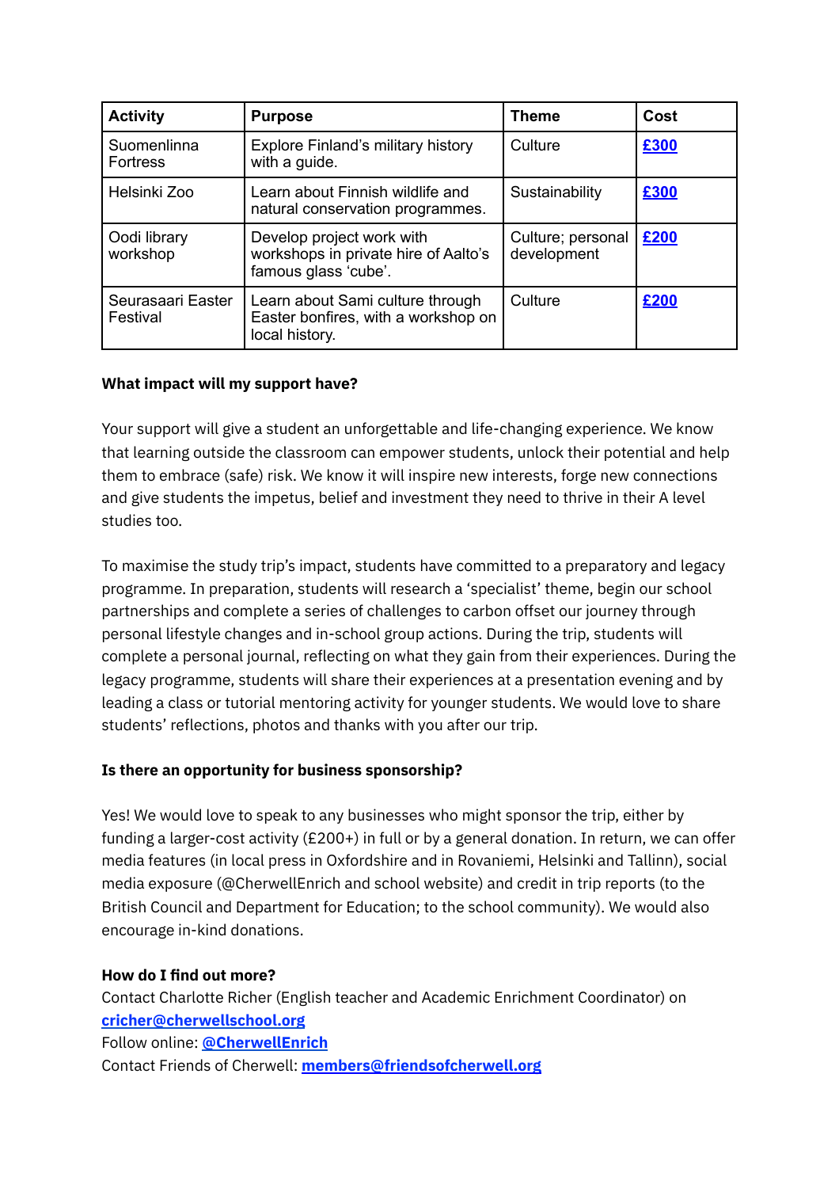| Activity | Purpose | Theme | Cost |
|---|---|---|---|
| Suomenlinna Fortress | Explore Finland's military history with a guide. | Culture | **£300** |
| Helsinki Zoo | Learn about Finnish wildlife and natural conservation programmes. | Sustainability | **£300** |
| Oodi library workshop | Develop project work with workshops in private hire of Aalto's famous glass 'cube'. | Culture; personal development | **£200** |
| Seurasaari Easter Festival | Learn about Sami culture through Easter bonfires, with a workshop on local history. | Culture | **£200** |

**What impact will my support have?**

Your support will give a student an unforgettable and life-changing experience. We know that learning outside the classroom can empower students, unlock their potential and help them to embrace (safe) risk. We know it will inspire new interests, forge new connections and give students the impetus, belief and investment they need to thrive in their A level studies too.

To maximise the study trip's impact, students have committed to a preparatory and legacy programme. In preparation, students will research a 'specialist' theme, begin our school partnerships and complete a series of challenges to carbon offset our journey through personal lifestyle changes and in-school group actions. During the trip, students will complete a personal journal, reflecting on what they gain from their experiences. During the legacy programme, students will share their experiences at a presentation evening and by leading a class or tutorial mentoring activity for younger students. We would love to share students' reflections, photos and thanks with you after our trip.

**Is there an opportunity for business sponsorship?**

Yes! We would love to speak to any businesses who might sponsor the trip, either by funding a larger-cost activity (£200+) in full or by a general donation. In return, we can offer media features (in local press in Oxfordshire and in Rovaniemi, Helsinki and Tallinn), social media exposure (@CherwellEnrich and school website) and credit in trip reports (to the British Council and Department for Education; to the school community). We would also encourage in-kind donations.

**How do I find out more?**
Contact Charlotte Richer (English teacher and Academic Enrichment Coordinator) on **cricher@cherwellschool.org**
Follow online: **@CherwellEnrich**
Contact Friends of Cherwell: **members@friendsofcherwell.org**